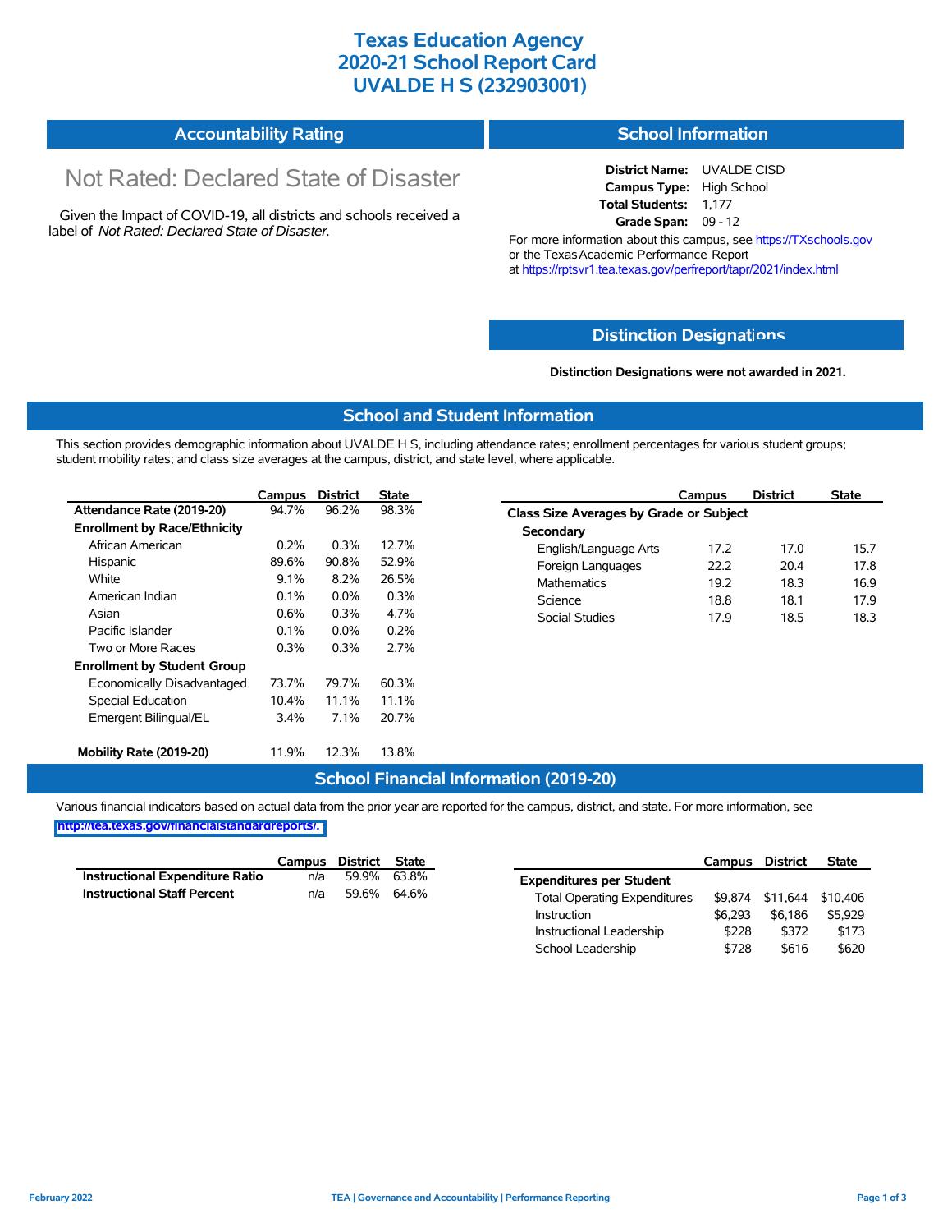# Texas Education Agency
# 2020-21 School Report Card
# UVALDE H S (232903001)

## Accountability Rating

Not Rated: Declared State of Disaster

Given the Impact of COVID-19, all districts and schools received a label of *Not Rated: Declared State of Disaster*.

## School Information

**District Name:** UVALDE CISD
**Campus Type:** High School
**Total Students:** 1,177
**Grade Span:** 09 - 12

For more information about this campus, see https://TXschools.gov or the Texas Academic Performance Report at https://rptsvr1.tea.texas.gov/perfreport/tapr/2021/index.html

## Distinction Designations

**Distinction Designations were not awarded in 2021.**

## School and Student Information

This section provides demographic information about UVALDE H S, including attendance rates; enrollment percentages for various student groups; student mobility rates; and class size averages at the campus, district, and state level, where applicable.

| | Campus | District | State |
|---|---|---|---|
| **Attendance Rate (2019-20)** | 94.7% | 96.2% | 98.3% |
| **Enrollment by Race/Ethnicity** | | | |
| African American | 0.2% | 0.3% | 12.7% |
| Hispanic | 89.6% | 90.8% | 52.9% |
| White | 9.1% | 8.2% | 26.5% |
| American Indian | 0.1% | 0.0% | 0.3% |
| Asian | 0.6% | 0.3% | 4.7% |
| Pacific Islander | 0.1% | 0.0% | 0.2% |
| Two or More Races | 0.3% | 0.3% | 2.7% |
| **Enrollment by Student Group** | | | |
| Economically Disadvantaged | 73.7% | 79.7% | 60.3% |
| Special Education | 10.4% | 11.1% | 11.1% |
| Emergent Bilingual/EL | 3.4% | 7.1% | 20.7% |
| **Mobility Rate (2019-20)** | 11.9% | 12.3% | 13.8% |

| | Campus | District | State |
|---|---|---|---|
| **Class Size Averages by Grade or Subject** | | | |
| **Secondary** | | | |
| English/Language Arts | 17.2 | 17.0 | 15.7 |
| Foreign Languages | 22.2 | 20.4 | 17.8 |
| Mathematics | 19.2 | 18.3 | 16.9 |
| Science | 18.8 | 18.1 | 17.9 |
| Social Studies | 17.9 | 18.5 | 18.3 |

## School Financial Information (2019-20)

Various financial indicators based on actual data from the prior year are reported for the campus, district, and state. For more information, see http://tea.texas.gov/financialstandardreports/.

| | Campus | District | State |
|---|---|---|---|
| **Instructional Expenditure Ratio** | n/a | 59.9% | 63.8% |
| **Instructional Staff Percent** | n/a | 59.6% | 64.6% |

| | Campus | District | State |
|---|---|---|---|
| **Expenditures per Student** | | | |
| Total Operating Expenditures | $9,874 | $11,644 | $10,406 |
| Instruction | $6,293 | $6,186 | $5,929 |
| Instructional Leadership | $228 | $372 | $173 |
| School Leadership | $728 | $616 | $620 |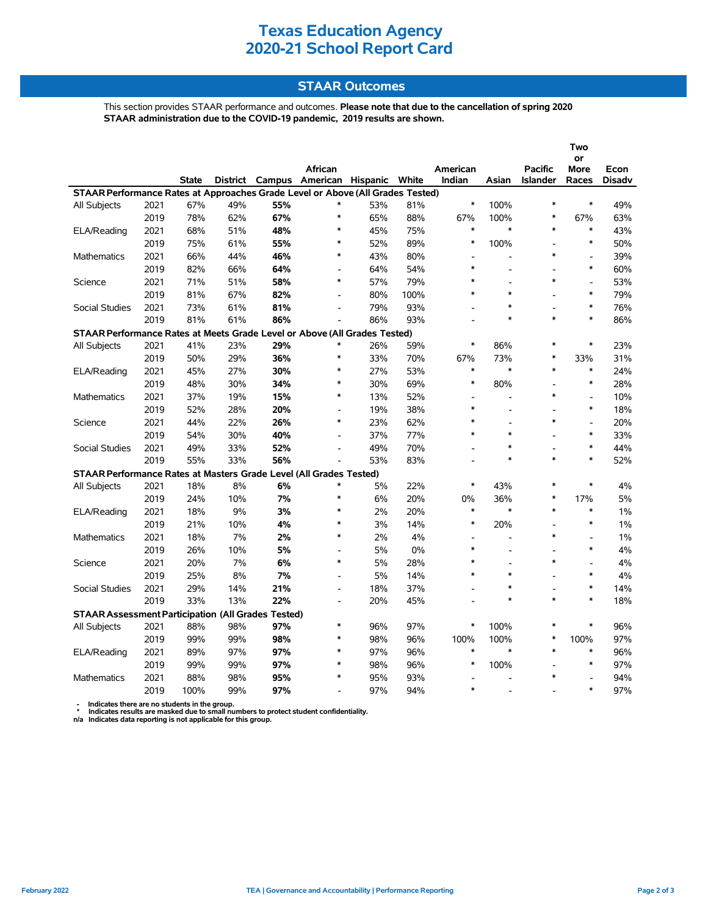# Texas Education Agency
# 2020-21 School Report Card

## STAAR Outcomes

This section provides STAAR performance and outcomes. **Please note that due to the cancellation of spring 2020 STAAR administration due to the COVID-19 pandemic, 2019 results are shown.**

| | | State | District | Campus | African American | Hispanic | White | American Indian | Asian | Pacific Islander | Two or More Races | Econ Disadv |
|---|---|---|---|---|---|---|---|---|---|---|---|---|
| **STAAR Performance Rates at Approaches Grade Level or Above (All Grades Tested)** | | | | | | | | | | | | |
| All Subjects | 2021 | 67% | 49% | **55%** | * | 53% | 81% | * | 100% | * | * | 49% |
| | 2019 | 78% | 62% | **67%** | * | 65% | 88% | 67% | 100% | * | 67% | 63% |
| ELA/Reading | 2021 | 68% | 51% | **48%** | * | 45% | 75% | * | * | * | * | 43% |
| | 2019 | 75% | 61% | **55%** | * | 52% | 89% | * | 100% | - | * | 50% |
| Mathematics | 2021 | 66% | 44% | **46%** | * | 43% | 80% | - | - | * | - | 39% |
| | 2019 | 82% | 66% | **64%** | - | 64% | 54% | * | - | - | * | 60% |
| Science | 2021 | 71% | 51% | **58%** | * | 57% | 79% | * | - | * | - | 53% |
| | 2019 | 81% | 67% | **82%** | - | 80% | 100% | * | * | - | * | 79% |
| Social Studies | 2021 | 73% | 61% | **81%** | - | 79% | 93% | - | * | - | * | 76% |
| | 2019 | 81% | 61% | **86%** | - | 86% | 93% | - | * | * | * | 86% |
| **STAAR Performance Rates at Meets Grade Level or Above (All Grades Tested)** | | | | | | | | | | | | |
| All Subjects | 2021 | 41% | 23% | **29%** | * | 26% | 59% | * | 86% | * | * | 23% |
| | 2019 | 50% | 29% | **36%** | * | 33% | 70% | 67% | 73% | * | 33% | 31% |
| ELA/Reading | 2021 | 45% | 27% | **30%** | * | 27% | 53% | * | * | * | * | 24% |
| | 2019 | 48% | 30% | **34%** | * | 30% | 69% | * | 80% | - | * | 28% |
| Mathematics | 2021 | 37% | 19% | **15%** | * | 13% | 52% | - | - | * | - | 10% |
| | 2019 | 52% | 28% | **20%** | - | 19% | 38% | * | - | - | * | 18% |
| Science | 2021 | 44% | 22% | **26%** | * | 23% | 62% | * | - | * | - | 20% |
| | 2019 | 54% | 30% | **40%** | - | 37% | 77% | * | * | - | * | 33% |
| Social Studies | 2021 | 49% | 33% | **52%** | - | 49% | 70% | - | * | - | * | 44% |
| | 2019 | 55% | 33% | **56%** | - | 53% | 83% | - | * | * | * | 52% |
| **STAAR Performance Rates at Masters Grade Level (All Grades Tested)** | | | | | | | | | | | | |
| All Subjects | 2021 | 18% | 8% | **6%** | * | 5% | 22% | * | 43% | * | * | 4% |
| | 2019 | 24% | 10% | **7%** | * | 6% | 20% | 0% | 36% | * | 17% | 5% |
| ELA/Reading | 2021 | 18% | 9% | **3%** | * | 2% | 20% | * | * | * | * | 1% |
| | 2019 | 21% | 10% | **4%** | * | 3% | 14% | * | 20% | - | * | 1% |
| Mathematics | 2021 | 18% | 7% | **2%** | * | 2% | 4% | - | - | * | - | 1% |
| | 2019 | 26% | 10% | **5%** | - | 5% | 0% | * | - | - | * | 4% |
| Science | 2021 | 20% | 7% | **6%** | * | 5% | 28% | * | - | * | - | 4% |
| | 2019 | 25% | 8% | **7%** | - | 5% | 14% | * | * | - | * | 4% |
| Social Studies | 2021 | 29% | 14% | **21%** | - | 18% | 37% | - | * | - | * | 14% |
| | 2019 | 33% | 13% | **22%** | - | 20% | 45% | - | * | * | * | 18% |
| **STAAR Assessment Participation (All Grades Tested)** | | | | | | | | | | | | |
| All Subjects | 2021 | 88% | 98% | **97%** | * | 96% | 97% | * | 100% | * | * | 96% |
| | 2019 | 99% | 99% | **98%** | * | 98% | 96% | 100% | 100% | * | 100% | 97% |
| ELA/Reading | 2021 | 89% | 97% | **97%** | * | 97% | 96% | * | * | * | * | 96% |
| | 2019 | 99% | 99% | **97%** | * | 98% | 96% | * | 100% | - | * | 97% |
| Mathematics | 2021 | 88% | 98% | **95%** | * | 95% | 93% | - | - | * | - | 94% |
| | 2019 | 100% | 99% | **97%** | - | 97% | 94% | * | - | - | * | 97% |

- Indicates there are no students in the group.
* Indicates results are masked due to small numbers to protect student confidentiality.
n/a Indicates data reporting is not applicable for this group.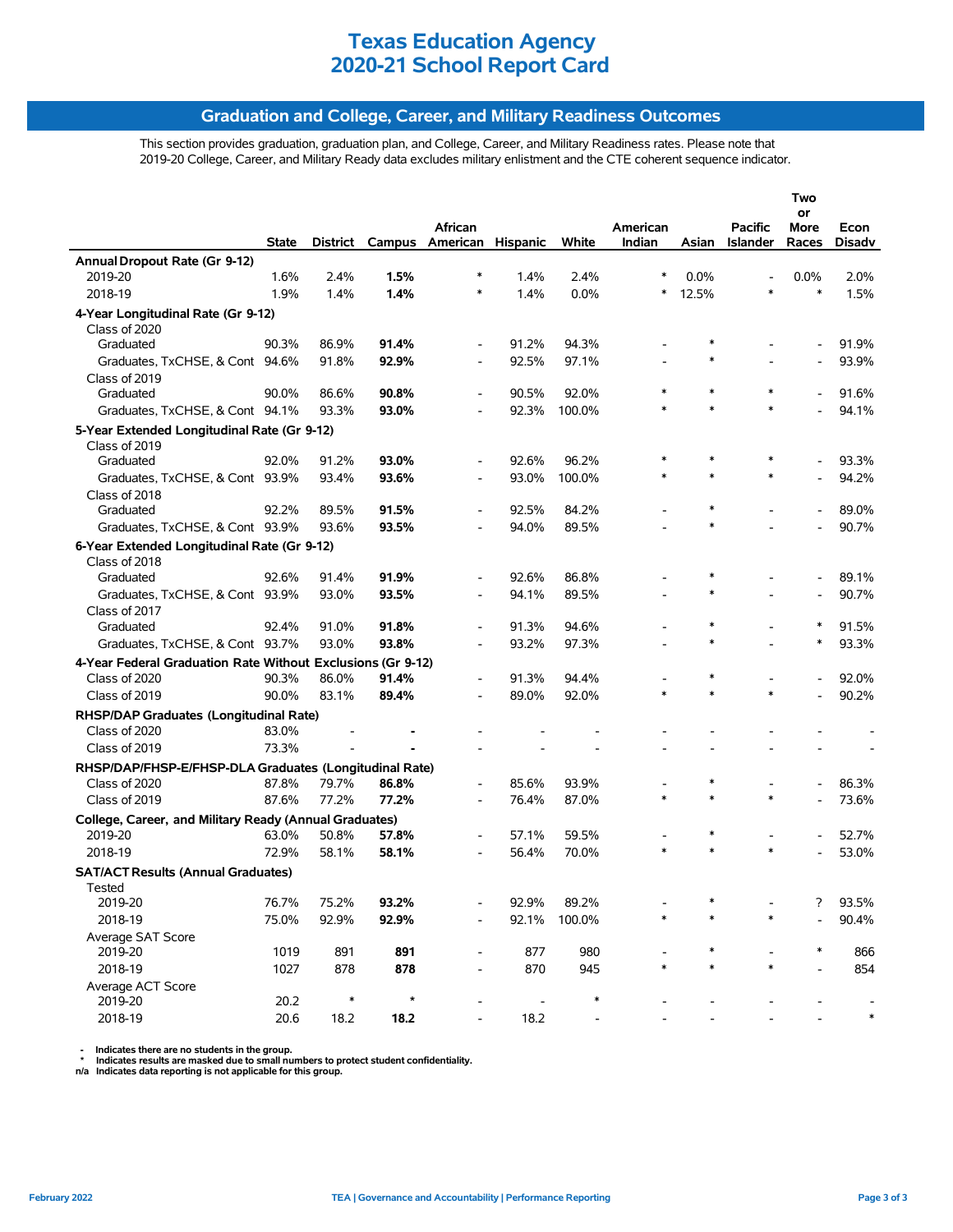# Texas Education Agency
# 2020-21 School Report Card

## Graduation and College, Career, and Military Readiness Outcomes

This section provides graduation, graduation plan, and College, Career, and Military Readiness rates. Please note that 2019-20 College, Career, and Military Ready data excludes military enlistment and the CTE coherent sequence indicator.

| | State | District | Campus | African American | Hispanic | White | American Indian | Asian | Pacific Islander | Two or More Races | Econ Disadv |
|---|---|---|---|---|---|---|---|---|---|---|---|
| **Annual Dropout Rate (Gr 9-12)** | | | | | | | | | | | |
| 2019-20 | 1.6% | 2.4% | **1.5%** | * | 1.4% | 2.4% | * | 0.0% | - | 0.0% | 2.0% |
| 2018-19 | 1.9% | 1.4% | **1.4%** | * | 1.4% | 0.0% | * | 12.5% | * | * | 1.5% |
| **4-Year Longitudinal Rate (Gr 9-12)** | | | | | | | | | | | |
| Class of 2020 | | | | | | | | | | | |
| Graduated | 90.3% | 86.9% | **91.4%** | - | 91.2% | 94.3% | - | * | - | - | 91.9% |
| Graduates, TxCHSE, & Cont | 94.6% | 91.8% | **92.9%** | - | 92.5% | 97.1% | - | * | - | - | 93.9% |
| Class of 2019 | | | | | | | | | | | |
| Graduated | 90.0% | 86.6% | **90.8%** | - | 90.5% | 92.0% | * | * | * | - | 91.6% |
| Graduates, TxCHSE, & Cont | 94.1% | 93.3% | **93.0%** | - | 92.3% | 100.0% | * | * | * | - | 94.1% |
| **5-Year Extended Longitudinal Rate (Gr 9-12)** | | | | | | | | | | | |
| Class of 2019 | | | | | | | | | | | |
| Graduated | 92.0% | 91.2% | **93.0%** | - | 92.6% | 96.2% | * | * | * | - | 93.3% |
| Graduates, TxCHSE, & Cont | 93.9% | 93.4% | **93.6%** | - | 93.0% | 100.0% | * | * | * | - | 94.2% |
| Class of 2018 | | | | | | | | | | | |
| Graduated | 92.2% | 89.5% | **91.5%** | - | 92.5% | 84.2% | - | * | - | - | 89.0% |
| Graduates, TxCHSE, & Cont | 93.9% | 93.6% | **93.5%** | - | 94.0% | 89.5% | - | * | - | - | 90.7% |
| **6-Year Extended Longitudinal Rate (Gr 9-12)** | | | | | | | | | | | |
| Class of 2018 | | | | | | | | | | | |
| Graduated | 92.6% | 91.4% | **91.9%** | - | 92.6% | 86.8% | - | * | - | - | 89.1% |
| Graduates, TxCHSE, & Cont | 93.9% | 93.0% | **93.5%** | - | 94.1% | 89.5% | - | * | - | - | 90.7% |
| Class of 2017 | | | | | | | | | | | |
| Graduated | 92.4% | 91.0% | **91.8%** | - | 91.3% | 94.6% | - | * | - | * | 91.5% |
| Graduates, TxCHSE, & Cont | 93.7% | 93.0% | **93.8%** | - | 93.2% | 97.3% | - | * | - | * | 93.3% |
| **4-Year Federal Graduation Rate Without Exclusions (Gr 9-12)** | | | | | | | | | | | |
| Class of 2020 | 90.3% | 86.0% | **91.4%** | - | 91.3% | 94.4% | - | * | - | - | 92.0% |
| Class of 2019 | 90.0% | 83.1% | **89.4%** | - | 89.0% | 92.0% | * | * | * | - | 90.2% |
| **RHSP/DAP Graduates (Longitudinal Rate)** | | | | | | | | | | | |
| Class of 2020 | 83.0% | - | **-** | - | - | - | - | - | - | - | - |
| Class of 2019 | 73.3% | - | **-** | - | - | - | - | - | - | - | - |
| **RHSP/DAP/FHSP-E/FHSP-DLA Graduates (Longitudinal Rate)** | | | | | | | | | | | |
| Class of 2020 | 87.8% | 79.7% | **86.8%** | - | 85.6% | 93.9% | - | * | - | - | 86.3% |
| Class of 2019 | 87.6% | 77.2% | **77.2%** | - | 76.4% | 87.0% | * | * | * | - | 73.6% |
| **College, Career, and Military Ready (Annual Graduates)** | | | | | | | | | | | |
| 2019-20 | 63.0% | 50.8% | **57.8%** | - | 57.1% | 59.5% | - | * | - | - | 52.7% |
| 2018-19 | 72.9% | 58.1% | **58.1%** | - | 56.4% | 70.0% | * | * | * | - | 53.0% |
| **SAT/ACT Results (Annual Graduates)** | | | | | | | | | | | |
| Tested | | | | | | | | | | | |
| 2019-20 | 76.7% | 75.2% | **93.2%** | - | 92.9% | 89.2% | - | * | - | ? | 93.5% |
| 2018-19 | 75.0% | 92.9% | **92.9%** | - | 92.1% | 100.0% | * | * | * | - | 90.4% |
| Average SAT Score | | | | | | | | | | | |
| 2019-20 | 1019 | 891 | **891** | - | 877 | 980 | - | * | - | * | 866 |
| 2018-19 | 1027 | 878 | **878** | - | 870 | 945 | * | * | * | - | 854 |
| Average ACT Score | | | | | | | | | | | |
| 2019-20 | 20.2 | * | * | - | - | * | - | - | - | - | - |
| 2018-19 | 20.6 | 18.2 | **18.2** | - | 18.2 | - | - | - | - | - | * |

- Indicates there are no students in the group.
\* Indicates results are masked due to small numbers to protect student confidentiality.
n/a Indicates data reporting is not applicable for this group.

February 2022 TEA | Governance and Accountability | Performance Reporting